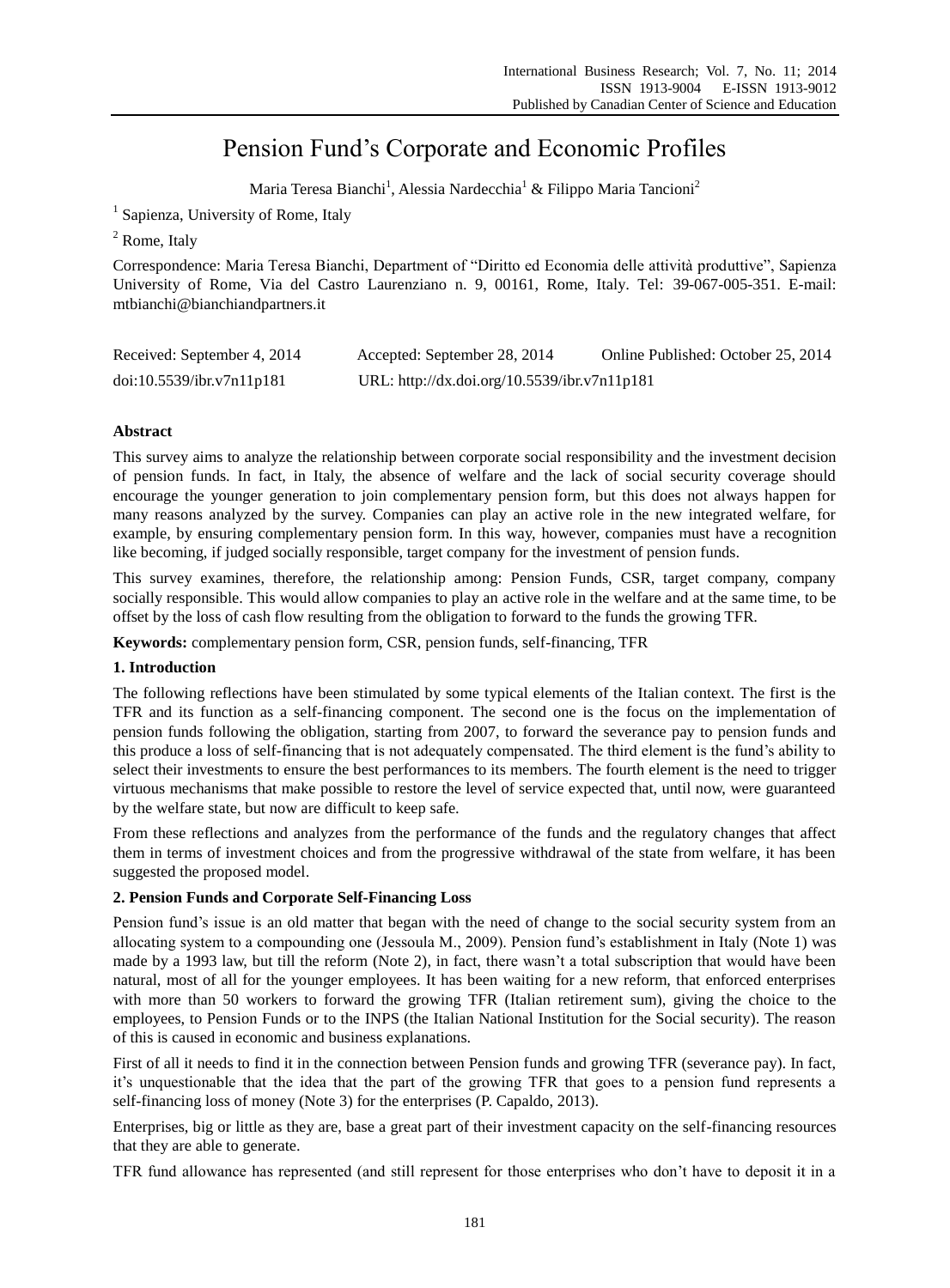# Pension Fund's Corporate and Economic Profiles

Maria Teresa Bianchi[1], Alessia Nardecchia[1] & Filippo Maria Tancioni[2]

[1] Sapienza, University of Rome, Italy

[2] Rome, Italy

Correspondence: Maria Teresa Bianchi, Department of "Diritto ed Economia delle attività produttive", Sapienza University of Rome, Via del Castro Laurenziano n. 9, 00161, Rome, Italy. Tel: 39-067-005-351. E-mail: mtbianchi@bianchiandpartners.it

Received: September 4, 2014 Accepted: September 28, 2014 Online Published: October 25, 2014

doi:10.5539/ibr.v7n11p181 URL: http://dx.doi.org/10.5539/ibr.v7n11p181

## Abstract

This survey aims to analyze the relationship between corporate social responsibility and the investment decision of pension funds. In fact, in Italy, the absence of welfare and the lack of social security coverage should encourage the younger generation to join complementary pension form, but this does not always happen for many reasons analyzed by the survey. Companies can play an active role in the new integrated welfare, for example, by ensuring complementary pension form. In this way, however, companies must have a recognition like becoming, if judged socially responsible, target company for the investment of pension funds.

This survey examines, therefore, the relationship among: Pension Funds, CSR, target company, company socially responsible. This would allow companies to play an active role in the welfare and at the same time, to be offset by the loss of cash flow resulting from the obligation to forward to the funds the growing TFR.

**Keywords:** complementary pension form, CSR, pension funds, self-financing, TFR

## 1. Introduction

The following reflections have been stimulated by some typical elements of the Italian context. The first is the TFR and its function as a self-financing component. The second one is the focus on the implementation of pension funds following the obligation, starting from 2007, to forward the severance pay to pension funds and this produce a loss of self-financing that is not adequately compensated. The third element is the fund's ability to select their investments to ensure the best performances to its members. The fourth element is the need to trigger virtuous mechanisms that make possible to restore the level of service expected that, until now, were guaranteed by the welfare state, but now are difficult to keep safe.

From these reflections and analyzes from the performance of the funds and the regulatory changes that affect them in terms of investment choices and from the progressive withdrawal of the state from welfare, it has been suggested the proposed model.

## 2. Pension Funds and Corporate Self-Financing Loss

Pension fund's issue is an old matter that began with the need of change to the social security system from an allocating system to a compounding one (Jessoula M., 2009). Pension fund's establishment in Italy (Note 1) was made by a 1993 law, but till the reform (Note 2), in fact, there wasn't a total subscription that would have been natural, most of all for the younger employees. It has been waiting for a new reform, that enforced enterprises with more than 50 workers to forward the growing TFR (Italian retirement sum), giving the choice to the employees, to Pension Funds or to the INPS (the Italian National Institution for the Social security). The reason of this is caused in economic and business explanations.

First of all it needs to find it in the connection between Pension funds and growing TFR (severance pay). In fact, it's unquestionable that the idea that the part of the growing TFR that goes to a pension fund represents a self-financing loss of money (Note 3) for the enterprises (P. Capaldo, 2013).

Enterprises, big or little as they are, base a great part of their investment capacity on the self-financing resources that they are able to generate.

TFR fund allowance has represented (and still represent for those enterprises who don't have to deposit it in a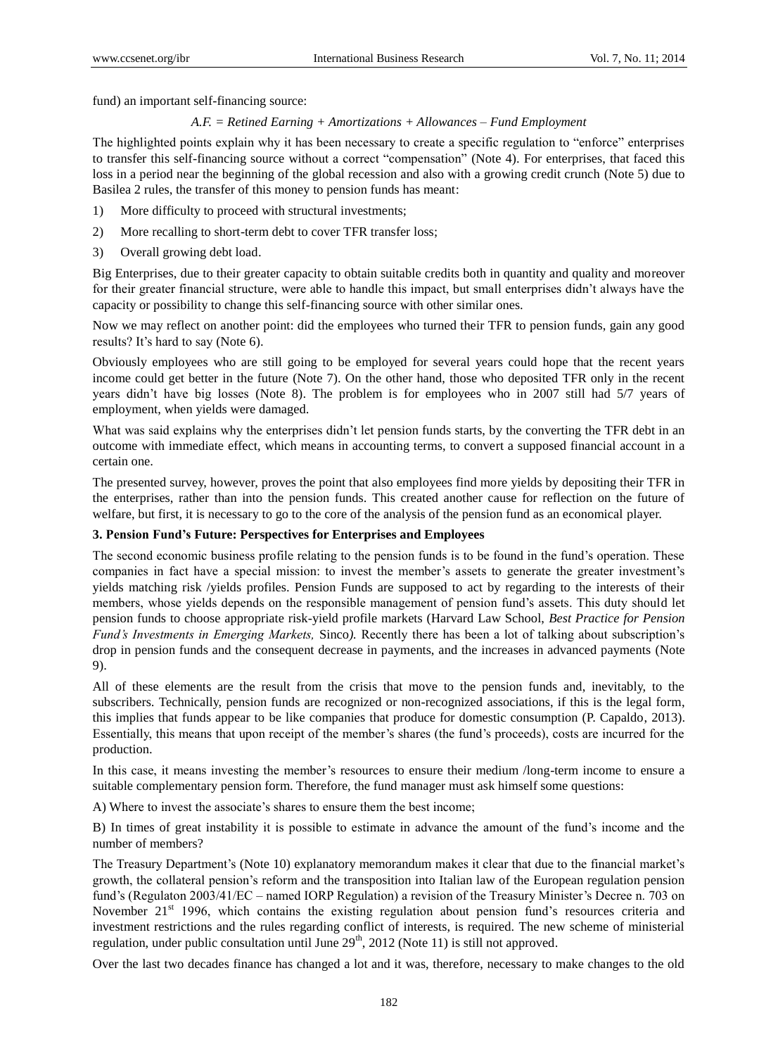fund) an important self-financing source:

*A.F. = Retined Earning + Amortizations + Allowances – Fund Employment*

The highlighted points explain why it has been necessary to create a specific regulation to "enforce" enterprises to transfer this self-financing source without a correct "compensation" (Note 4). For enterprises, that faced this loss in a period near the beginning of the global recession and also with a growing credit crunch (Note 5) due to Basilea 2 rules, the transfer of this money to pension funds has meant:

1) More difficulty to proceed with structural investments;
2) More recalling to short-term debt to cover TFR transfer loss;
3) Overall growing debt load.

Big Enterprises, due to their greater capacity to obtain suitable credits both in quantity and quality and moreover for their greater financial structure, were able to handle this impact, but small enterprises didn't always have the capacity or possibility to change this self-financing source with other similar ones.

Now we may reflect on another point: did the employees who turned their TFR to pension funds, gain any good results? It's hard to say (Note 6).

Obviously employees who are still going to be employed for several years could hope that the recent years income could get better in the future (Note 7). On the other hand, those who deposited TFR only in the recent years didn't have big losses (Note 8). The problem is for employees who in 2007 still had 5/7 years of employment, when yields were damaged.

What was said explains why the enterprises didn't let pension funds starts, by the converting the TFR debt in an outcome with immediate effect, which means in accounting terms, to convert a supposed financial account in a certain one.

The presented survey, however, proves the point that also employees find more yields by depositing their TFR in the enterprises, rather than into the pension funds. This created another cause for reflection on the future of welfare, but first, it is necessary to go to the core of the analysis of the pension fund as an economical player.

## 3. Pension Fund's Future: Perspectives for Enterprises and Employees

The second economic business profile relating to the pension funds is to be found in the fund's operation. These companies in fact have a special mission: to invest the member's assets to generate the greater investment's yields matching risk /yields profiles. Pension Funds are supposed to act by regarding to the interests of their members, whose yields depends on the responsible management of pension fund's assets. This duty should let pension funds to choose appropriate risk-yield profile markets (Harvard Law School, *Best Practice for Pension Fund's Investments in Emerging Markets,* Sinco*)*. Recently there has been a lot of talking about subscription's drop in pension funds and the consequent decrease in payments, and the increases in advanced payments (Note 9).

All of these elements are the result from the crisis that move to the pension funds and, inevitably, to the subscribers. Technically, pension funds are recognized or non-recognized associations, if this is the legal form, this implies that funds appear to be like companies that produce for domestic consumption (P. Capaldo, 2013). Essentially, this means that upon receipt of the member's shares (the fund's proceeds), costs are incurred for the production.

In this case, it means investing the member's resources to ensure their medium /long-term income to ensure a suitable complementary pension form. Therefore, the fund manager must ask himself some questions:

A) Where to invest the associate's shares to ensure them the best income;

B) In times of great instability it is possible to estimate in advance the amount of the fund's income and the number of members?

The Treasury Department's (Note 10) explanatory memorandum makes it clear that due to the financial market's growth, the collateral pension's reform and the transposition into Italian law of the European regulation pension fund's (Regulaton 2003/41/EC – named IORP Regulation) a revision of the Treasury Minister's Decree n. 703 on November 21st 1996, which contains the existing regulation about pension fund's resources criteria and investment restrictions and the rules regarding conflict of interests, is required. The new scheme of ministerial regulation, under public consultation until June 29th, 2012 (Note 11) is still not approved.

Over the last two decades finance has changed a lot and it was, therefore, necessary to make changes to the old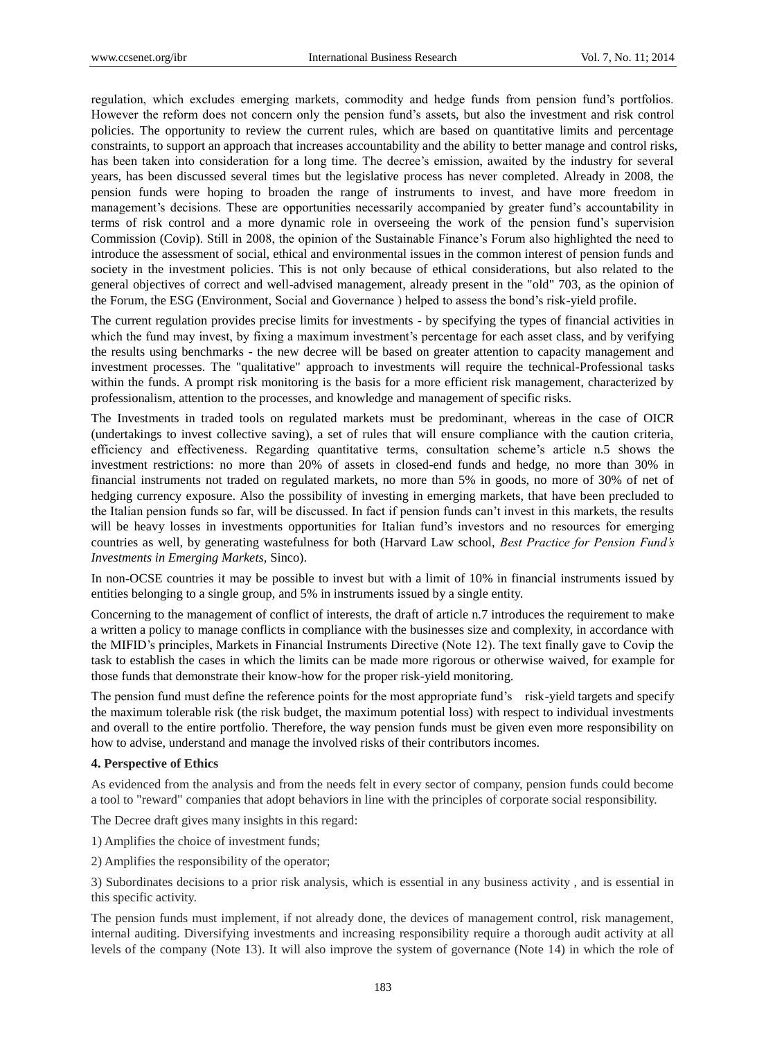regulation, which excludes emerging markets, commodity and hedge funds from pension fund's portfolios. However the reform does not concern only the pension fund's assets, but also the investment and risk control policies. The opportunity to review the current rules, which are based on quantitative limits and percentage constraints, to support an approach that increases accountability and the ability to better manage and control risks, has been taken into consideration for a long time. The decree's emission, awaited by the industry for several years, has been discussed several times but the legislative process has never completed. Already in 2008, the pension funds were hoping to broaden the range of instruments to invest, and have more freedom in management's decisions. These are opportunities necessarily accompanied by greater fund's accountability in terms of risk control and a more dynamic role in overseeing the work of the pension fund's supervision Commission (Covip). Still in 2008, the opinion of the Sustainable Finance's Forum also highlighted the need to introduce the assessment of social, ethical and environmental issues in the common interest of pension funds and society in the investment policies. This is not only because of ethical considerations, but also related to the general objectives of correct and well-advised management, already present in the "old" 703, as the opinion of the Forum, the ESG (Environment, Social and Governance ) helped to assess the bond's risk-yield profile.

The current regulation provides precise limits for investments - by specifying the types of financial activities in which the fund may invest, by fixing a maximum investment's percentage for each asset class, and by verifying the results using benchmarks - the new decree will be based on greater attention to capacity management and investment processes. The "qualitative" approach to investments will require the technical-Professional tasks within the funds. A prompt risk monitoring is the basis for a more efficient risk management, characterized by professionalism, attention to the processes, and knowledge and management of specific risks.

The Investments in traded tools on regulated markets must be predominant, whereas in the case of OICR (undertakings to invest collective saving), a set of rules that will ensure compliance with the caution criteria, efficiency and effectiveness. Regarding quantitative terms, consultation scheme's article n.5 shows the investment restrictions: no more than 20% of assets in closed-end funds and hedge, no more than 30% in financial instruments not traded on regulated markets, no more than 5% in goods, no more of 30% of net of hedging currency exposure. Also the possibility of investing in emerging markets, that have been precluded to the Italian pension funds so far, will be discussed. In fact if pension funds can't invest in this markets, the results will be heavy losses in investments opportunities for Italian fund's investors and no resources for emerging countries as well, by generating wastefulness for both (Harvard Law school, *Best Practice for Pension Fund's Investments in Emerging Markets*, Sinco).

In non-OCSE countries it may be possible to invest but with a limit of 10% in financial instruments issued by entities belonging to a single group, and 5% in instruments issued by a single entity.

Concerning to the management of conflict of interests, the draft of article n.7 introduces the requirement to make a written a policy to manage conflicts in compliance with the businesses size and complexity, in accordance with the MIFID's principles, Markets in Financial Instruments Directive (Note 12). The text finally gave to Covip the task to establish the cases in which the limits can be made more rigorous or otherwise waived, for example for those funds that demonstrate their know-how for the proper risk-yield monitoring.

The pension fund must define the reference points for the most appropriate fund's risk-yield targets and specify the maximum tolerable risk (the risk budget, the maximum potential loss) with respect to individual investments and overall to the entire portfolio. Therefore, the way pension funds must be given even more responsibility on how to advise, understand and manage the involved risks of their contributors incomes.

### 4. Perspective of Ethics

As evidenced from the analysis and from the needs felt in every sector of company, pension funds could become a tool to "reward" companies that adopt behaviors in line with the principles of corporate social responsibility.

The Decree draft gives many insights in this regard:

1) Amplifies the choice of investment funds;

2) Amplifies the responsibility of the operator;

3) Subordinates decisions to a prior risk analysis, which is essential in any business activity , and is essential in this specific activity.

The pension funds must implement, if not already done, the devices of management control, risk management, internal auditing. Diversifying investments and increasing responsibility require a thorough audit activity at all levels of the company (Note 13). It will also improve the system of governance (Note 14) in which the role of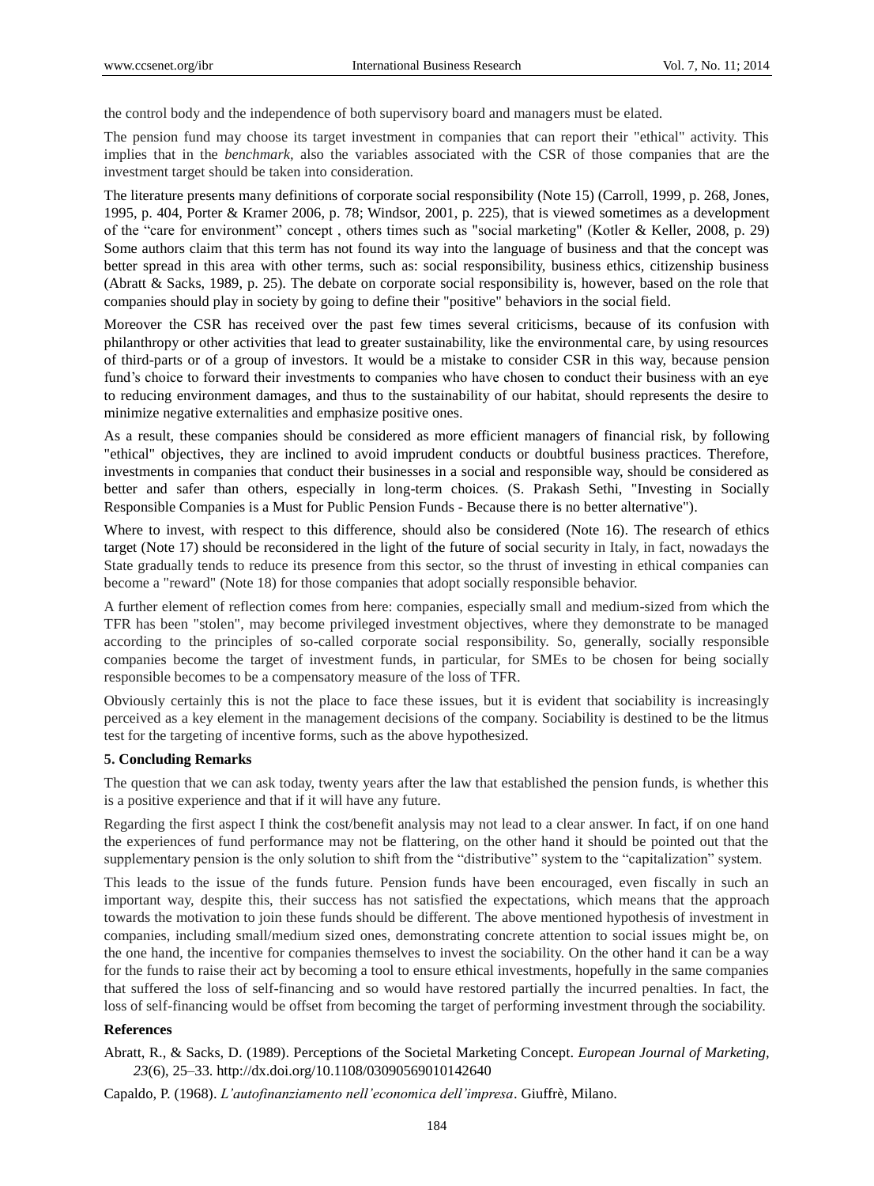the control body and the independence of both supervisory board and managers must be elated.

The pension fund may choose its target investment in companies that can report their "ethical" activity. This implies that in the *benchmark*, also the variables associated with the CSR of those companies that are the investment target should be taken into consideration.

The literature presents many definitions of corporate social responsibility (Note 15) (Carroll, 1999, p. 268, Jones, 1995, p. 404, Porter & Kramer 2006, p. 78; Windsor, 2001, p. 225), that is viewed sometimes as a development of the "care for environment" concept , others times such as "social marketing" (Kotler & Keller, 2008, p. 29) Some authors claim that this term has not found its way into the language of business and that the concept was better spread in this area with other terms, such as: social responsibility, business ethics, citizenship business (Abratt & Sacks, 1989, p. 25). The debate on corporate social responsibility is, however, based on the role that companies should play in society by going to define their "positive" behaviors in the social field.

Moreover the CSR has received over the past few times several criticisms, because of its confusion with philanthropy or other activities that lead to greater sustainability, like the environmental care, by using resources of third-parts or of a group of investors. It would be a mistake to consider CSR in this way, because pension fund's choice to forward their investments to companies who have chosen to conduct their business with an eye to reducing environment damages, and thus to the sustainability of our habitat, should represents the desire to minimize negative externalities and emphasize positive ones.

As a result, these companies should be considered as more efficient managers of financial risk, by following "ethical" objectives, they are inclined to avoid imprudent conducts or doubtful business practices. Therefore, investments in companies that conduct their businesses in a social and responsible way, should be considered as better and safer than others, especially in long-term choices. (S. Prakash Sethi, "Investing in Socially Responsible Companies is a Must for Public Pension Funds - Because there is no better alternative").

Where to invest, with respect to this difference, should also be considered (Note 16). The research of ethics target (Note 17) should be reconsidered in the light of the future of social security in Italy, in fact, nowadays the State gradually tends to reduce its presence from this sector, so the thrust of investing in ethical companies can become a "reward" (Note 18) for those companies that adopt socially responsible behavior.

A further element of reflection comes from here: companies, especially small and medium-sized from which the TFR has been "stolen", may become privileged investment objectives, where they demonstrate to be managed according to the principles of so-called corporate social responsibility. So, generally, socially responsible companies become the target of investment funds, in particular, for SMEs to be chosen for being socially responsible becomes to be a compensatory measure of the loss of TFR.

Obviously certainly this is not the place to face these issues, but it is evident that sociability is increasingly perceived as a key element in the management decisions of the company. Sociability is destined to be the litmus test for the targeting of incentive forms, such as the above hypothesized.

### 5. Concluding Remarks

The question that we can ask today, twenty years after the law that established the pension funds, is whether this is a positive experience and that if it will have any future.

Regarding the first aspect I think the cost/benefit analysis may not lead to a clear answer. In fact, if on one hand the experiences of fund performance may not be flattering, on the other hand it should be pointed out that the supplementary pension is the only solution to shift from the "distributive" system to the "capitalization" system.

This leads to the issue of the funds future. Pension funds have been encouraged, even fiscally in such an important way, despite this, their success has not satisfied the expectations, which means that the approach towards the motivation to join these funds should be different. The above mentioned hypothesis of investment in companies, including small/medium sized ones, demonstrating concrete attention to social issues might be, on the one hand, the incentive for companies themselves to invest the sociability. On the other hand it can be a way for the funds to raise their act by becoming a tool to ensure ethical investments, hopefully in the same companies that suffered the loss of self-financing and so would have restored partially the incurred penalties. In fact, the loss of self-financing would be offset from becoming the target of performing investment through the sociability.

### References

Abratt, R., & Sacks, D. (1989). Perceptions of the Societal Marketing Concept. *European Journal of Marketing*, *23*(6), 25–33. http://dx.doi.org/10.1108/03090569010142640

Capaldo, P. (1968). *L'autofinanziamento nell'economica dell'impresa*. Giuffrè, Milano.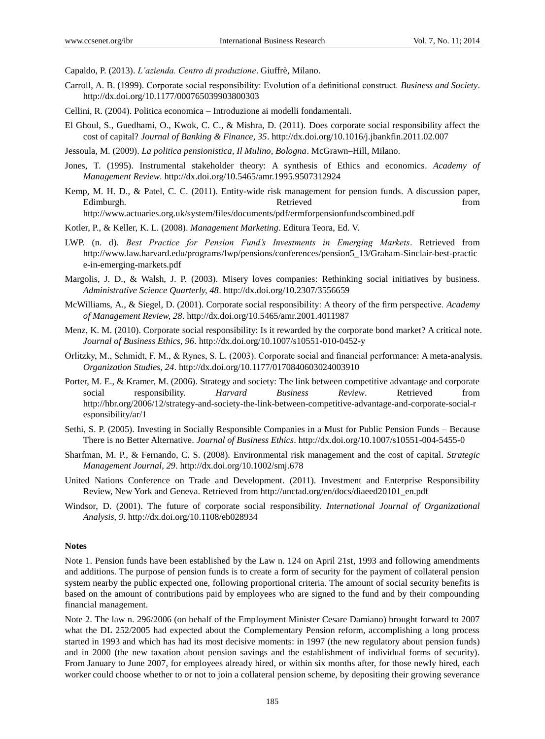Capaldo, P. (2013). *L'azienda. Centro di produzione*. Giuffrè, Milano.

Carroll, A. B. (1999). Corporate social responsibility: Evolution of a definitional construct. *Business and Society*. http://dx.doi.org/10.1177/000765039903800303

Cellini, R. (2004). Politica economica – Introduzione ai modelli fondamentali.

El Ghoul, S., Guedhami, O., Kwok, C. C., & Mishra, D. (2011). Does corporate social responsibility affect the cost of capital? *Journal of Banking & Finance, 35*. http://dx.doi.org/10.1016/j.jbankfin.2011.02.007

Jessoula, M. (2009). *La politica pensionistica, Il Mulino, Bologna*. McGrawn–Hill, Milano.

Jones, T. (1995). Instrumental stakeholder theory: A synthesis of Ethics and economics. *Academy of Management Review*. http://dx.doi.org/10.5465/amr.1995.9507312924

Kemp, M. H. D., & Patel, C. C. (2011). Entity-wide risk management for pension funds. A discussion paper, Edimburgh. Retrieved from http://www.actuaries.org.uk/system/files/documents/pdf/ermforpensionfundscombined.pdf

Kotler, P., & Keller, K. L. (2008). *Management Marketing*. Editura Teora, Ed. V.

LWP. (n. d). *Best Practice for Pension Fund's Investments in Emerging Markets*. Retrieved from http://www.law.harvard.edu/programs/lwp/pensions/conferences/pension5_13/Graham-Sinclair-best-practice-in-emerging-markets.pdf

Margolis, J. D., & Walsh, J. P. (2003). Misery loves companies: Rethinking social initiatives by business. *Administrative Science Quarterly, 48*. http://dx.doi.org/10.2307/3556659

McWilliams, A., & Siegel, D. (2001). Corporate social responsibility: A theory of the firm perspective. *Academy of Management Review, 28*. http://dx.doi.org/10.5465/amr.2001.4011987

Menz, K. M. (2010). Corporate social responsibility: Is it rewarded by the corporate bond market? A critical note. *Journal of Business Ethics, 96*. http://dx.doi.org/10.1007/s10551-010-0452-y

Orlitzky, M., Schmidt, F. M., & Rynes, S. L. (2003). Corporate social and financial performance: A meta-analysis. *Organization Studies, 24*. http://dx.doi.org/10.1177/0170840603024003910

Porter, M. E., & Kramer, M. (2006). Strategy and society: The link between competitive advantage and corporate social responsibility. *Harvard Business Review*. Retrieved from http://hbr.org/2006/12/strategy-and-society-the-link-between-competitive-advantage-and-corporate-social-responsibility/ar/1

Sethi, S. P. (2005). Investing in Socially Responsible Companies in a Must for Public Pension Funds – Because There is no Better Alternative. *Journal of Business Ethics*. http://dx.doi.org/10.1007/s10551-004-5455-0

Sharfman, M. P., & Fernando, C. S. (2008). Environmental risk management and the cost of capital. *Strategic Management Journal, 29*. http://dx.doi.org/10.1002/smj.678

United Nations Conference on Trade and Development. (2011). Investment and Enterprise Responsibility Review, New York and Geneva. Retrieved from http://unctad.org/en/docs/diaeed20101_en.pdf

Windsor, D. (2001). The future of corporate social responsibility. *International Journal of Organizational Analysis, 9*. http://dx.doi.org/10.1108/eb028934

**Notes**

Note 1. Pension funds have been established by the Law n. 124 on April 21st, 1993 and following amendments and additions. The purpose of pension funds is to create a form of security for the payment of collateral pension system nearby the public expected one, following proportional criteria. The amount of social security benefits is based on the amount of contributions paid by employees who are signed to the fund and by their compounding financial management.

Note 2. The law n. 296/2006 (on behalf of the Employment Minister Cesare Damiano) brought forward to 2007 what the DL 252/2005 had expected about the Complementary Pension reform, accomplishing a long process started in 1993 and which has had its most decisive moments: in 1997 (the new regulatory about pension funds) and in 2000 (the new taxation about pension savings and the establishment of individual forms of security). From January to June 2007, for employees already hired, or within six months after, for those newly hired, each worker could choose whether to or not to join a collateral pension scheme, by depositing their growing severance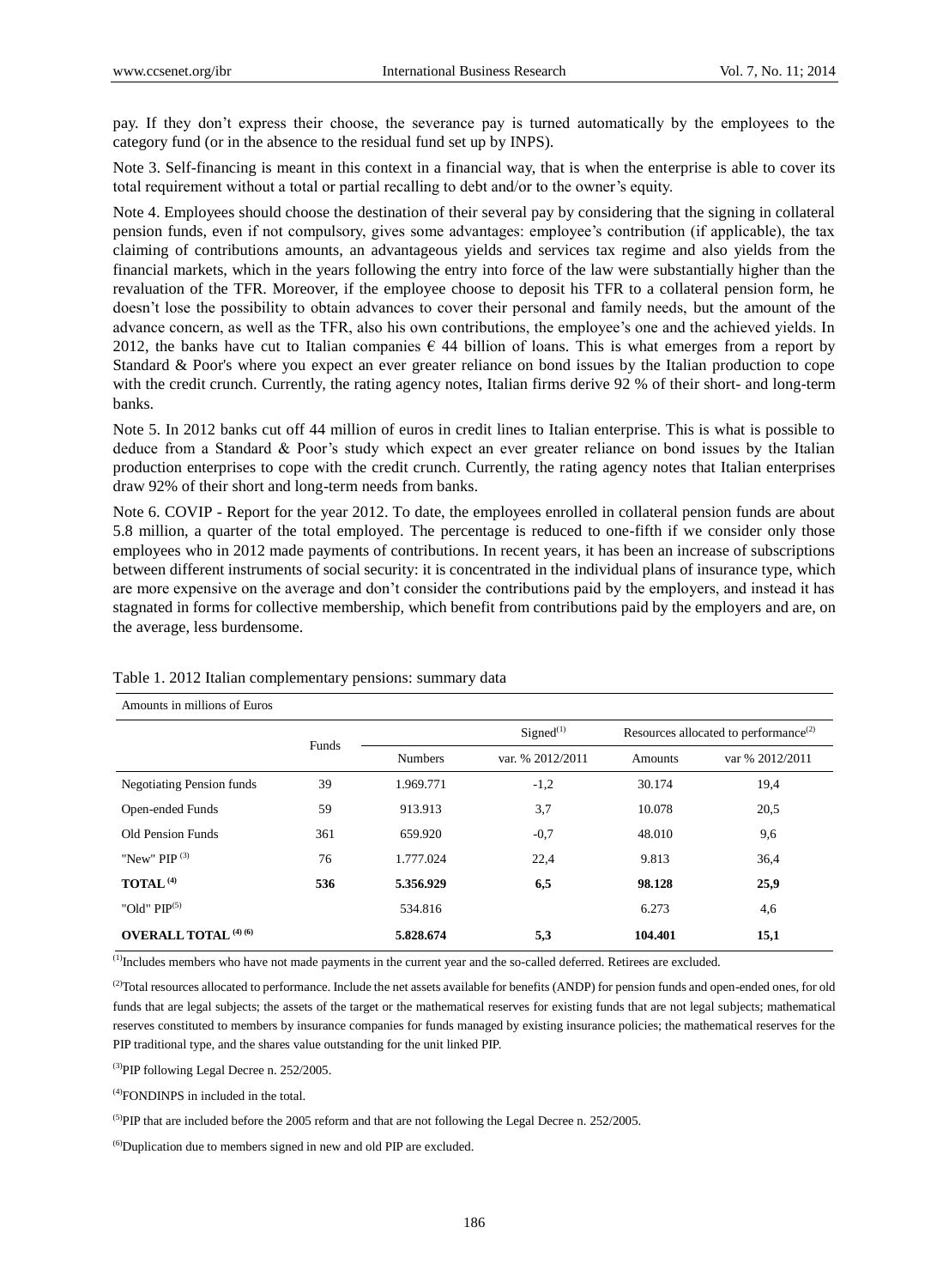pay. If they don't express their choose, the severance pay is turned automatically by the employees to the category fund (or in the absence to the residual fund set up by INPS).

Note 3. Self-financing is meant in this context in a financial way, that is when the enterprise is able to cover its total requirement without a total or partial recalling to debt and/or to the owner's equity.

Note 4. Employees should choose the destination of their several pay by considering that the signing in collateral pension funds, even if not compulsory, gives some advantages: employee's contribution (if applicable), the tax claiming of contributions amounts, an advantageous yields and services tax regime and also yields from the financial markets, which in the years following the entry into force of the law were substantially higher than the revaluation of the TFR. Moreover, if the employee choose to deposit his TFR to a collateral pension form, he doesn't lose the possibility to obtain advances to cover their personal and family needs, but the amount of the advance concern, as well as the TFR, also his own contributions, the employee's one and the achieved yields. In 2012, the banks have cut to Italian companies € 44 billion of loans. This is what emerges from a report by Standard & Poor's where you expect an ever greater reliance on bond issues by the Italian production to cope with the credit crunch. Currently, the rating agency notes, Italian firms derive 92 % of their short- and long-term banks.

Note 5. In 2012 banks cut off 44 million of euros in credit lines to Italian enterprise. This is what is possible to deduce from a Standard & Poor's study which expect an ever greater reliance on bond issues by the Italian production enterprises to cope with the credit crunch. Currently, the rating agency notes that Italian enterprises draw 92% of their short and long-term needs from banks.

Note 6. COVIP - Report for the year 2012. To date, the employees enrolled in collateral pension funds are about 5.8 million, a quarter of the total employed. The percentage is reduced to one-fifth if we consider only those employees who in 2012 made payments of contributions. In recent years, it has been an increase of subscriptions between different instruments of social security: it is concentrated in the individual plans of insurance type, which are more expensive on the average and don't consider the contributions paid by the employers, and instead it has stagnated in forms for collective membership, which benefit from contributions paid by the employers and are, on the average, less burdensome.

Table 1. 2012 Italian complementary pensions: summary data

Amounts in millions of Euros

| | Funds | Signed[(1)] | | Resources allocated to performance[(2)] | |
|---|---|---|---|---|---|
| | | Numbers | var. % 2012/2011 | Amounts | var % 2012/2011 |
| Negotiating Pension funds | 39 | 1.969.771 | -1,2 | 30.174 | 19,4 |
| Open-ended Funds | 59 | 913.913 | 3,7 | 10.078 | 20,5 |
| Old Pension Funds | 361 | 659.920 | -0,7 | 48.010 | 9,6 |
| "New" PIP [(3)] | 76 | 1.777.024 | 22,4 | 9.813 | 36,4 |
| **TOTAL [(4)]** | **536** | **5.356.929** | **6,5** | **98.128** | **25,9** |
| "Old" PIP[(5)] | | 534.816 | | 6.273 | 4,6 |
| **OVERALL TOTAL [(4) (6)]** | | **5.828.674** | **5,3** | **104.401** | **15,1** |

[(1)]Includes members who have not made payments in the current year and the so-called deferred. Retirees are excluded.

[(2)]Total resources allocated to performance. Include the net assets available for benefits (ANDP) for pension funds and open-ended ones, for old funds that are legal subjects; the assets of the target or the mathematical reserves for existing funds that are not legal subjects; mathematical reserves constituted to members by insurance companies for funds managed by existing insurance policies; the mathematical reserves for the PIP traditional type, and the shares value outstanding for the unit linked PIP.

[(3)]PIP following Legal Decree n. 252/2005.

[(4)]FONDINPS in included in the total.

[(5)]PIP that are included before the 2005 reform and that are not following the Legal Decree n. 252/2005.

[(6)]Duplication due to members signed in new and old PIP are excluded.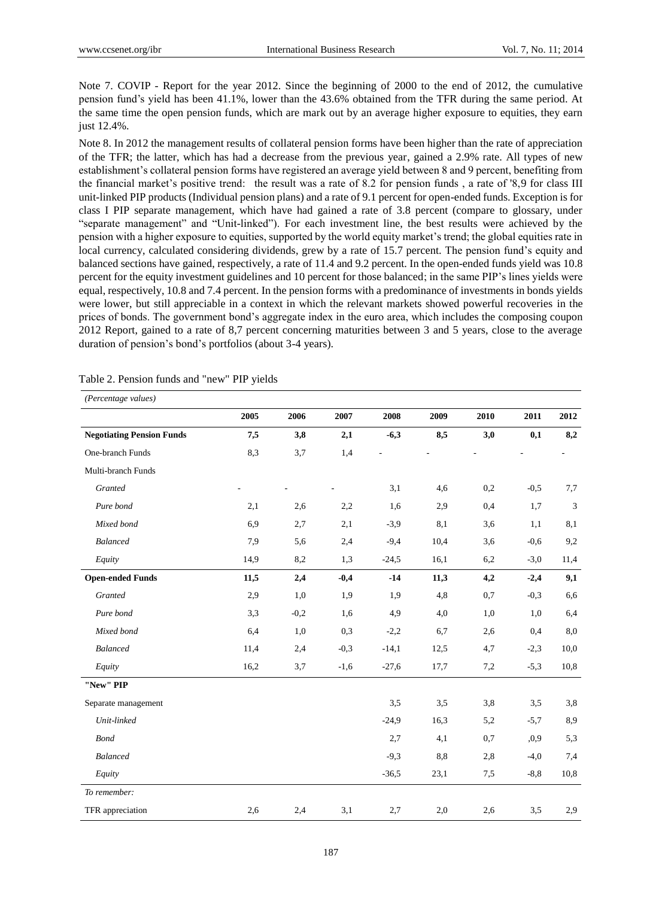Note 7. COVIP - Report for the year 2012. Since the beginning of 2000 to the end of 2012, the cumulative pension fund's yield has been 41.1%, lower than the 43.6% obtained from the TFR during the same period. At the same time the open pension funds, which are mark out by an average higher exposure to equities, they earn just 12.4%.

Note 8. In 2012 the management results of collateral pension forms have been higher than the rate of appreciation of the TFR; the latter, which has had a decrease from the previous year, gained a 2.9% rate. All types of new establishment's collateral pension forms have registered an average yield between 8 and 9 percent, benefiting from the financial market's positive trend: the result was a rate of 8.2 for pension funds , a rate of '8,9 for class III unit-linked PIP products (Individual pension plans) and a rate of 9.1 percent for open-ended funds. Exception is for class I PIP separate management, which have had gained a rate of 3.8 percent (compare to glossary, under "separate management" and "Unit-linked"). For each investment line, the best results were achieved by the pension with a higher exposure to equities, supported by the world equity market's trend; the global equities rate in local currency, calculated considering dividends, grew by a rate of 15.7 percent. The pension fund's equity and balanced sections have gained, respectively, a rate of 11.4 and 9.2 percent. In the open-ended funds yield was 10.8 percent for the equity investment guidelines and 10 percent for those balanced; in the same PIP's lines yields were equal, respectively, 10.8 and 7.4 percent. In the pension forms with a predominance of investments in bonds yields were lower, but still appreciable in a context in which the relevant markets showed powerful recoveries in the prices of bonds. The government bond's aggregate index in the euro area, which includes the composing coupon 2012 Report, gained to a rate of 8,7 percent concerning maturities between 3 and 5 years, close to the average duration of pension's bond's portfolios (about 3-4 years).

Table 2. Pension funds and "new" PIP yields

| *(Percentage values)* | | | | | | | | |
|---|---|---|---|---|---|---|---|---|
| | **2005** | **2006** | **2007** | **2008** | **2009** | **2010** | **2011** | **2012** |
| **Negotiating Pension Funds** | **7,5** | **3,8** | **2,1** | **-6,3** | **8,5** | **3,0** | **0,1** | **8,2** |
| One-branch Funds | 8,3 | 3,7 | 1,4 | - | - | - | - | - |
| Multi-branch Funds | | | | | | | | |
| *Granted* | - | - | - | 3,1 | 4,6 | 0,2 | -0,5 | 7,7 |
| *Pure bond* | 2,1 | 2,6 | 2,2 | 1,6 | 2,9 | 0,4 | 1,7 | 3 |
| *Mixed bond* | 6,9 | 2,7 | 2,1 | -3,9 | 8,1 | 3,6 | 1,1 | 8,1 |
| *Balanced* | 7,9 | 5,6 | 2,4 | -9,4 | 10,4 | 3,6 | -0,6 | 9,2 |
| *Equity* | 14,9 | 8,2 | 1,3 | -24,5 | 16,1 | 6,2 | -3,0 | 11,4 |
| **Open-ended Funds** | **11,5** | **2,4** | **-0,4** | **-14** | **11,3** | **4,2** | **-2,4** | **9,1** |
| *Granted* | 2,9 | 1,0 | 1,9 | 1,9 | 4,8 | 0,7 | -0,3 | 6,6 |
| *Pure bond* | 3,3 | -0,2 | 1,6 | 4,9 | 4,0 | 1,0 | 1,0 | 6,4 |
| *Mixed bond* | 6,4 | 1,0 | 0,3 | -2,2 | 6,7 | 2,6 | 0,4 | 8,0 |
| *Balanced* | 11,4 | 2,4 | -0,3 | -14,1 | 12,5 | 4,7 | -2,3 | 10,0 |
| *Equity* | 16,2 | 3,7 | -1,6 | -27,6 | 17,7 | 7,2 | -5,3 | 10,8 |
| **"New" PIP** | | | | | | | | |
| Separate management | | | | 3,5 | 3,5 | 3,8 | 3,5 | 3,8 |
| *Unit-linked* | | | | -24,9 | 16,3 | 5,2 | -5,7 | 8,9 |
| *Bond* | | | | 2,7 | 4,1 | 0,7 | ,0,9 | 5,3 |
| *Balanced* | | | | -9,3 | 8,8 | 2,8 | -4,0 | 7,4 |
| *Equity* | | | | -36,5 | 23,1 | 7,5 | -8,8 | 10,8 |
| *To remember:* | | | | | | | | |
| TFR appreciation | 2,6 | 2,4 | 3,1 | 2,7 | 2,0 | 2,6 | 3,5 | 2,9 |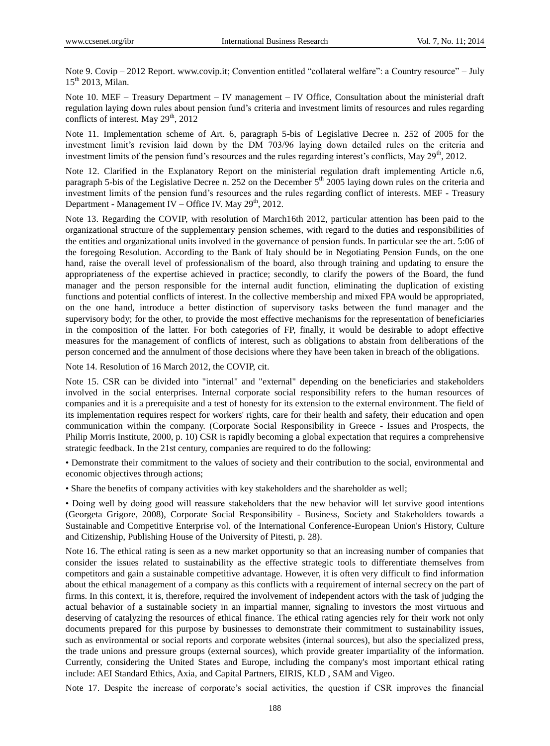Note 9. Covip – 2012 Report. www.covip.it; Convention entitled "collateral welfare": a Country resource" – July 15th 2013, Milan.

Note 10. MEF – Treasury Department – IV management – IV Office, Consultation about the ministerial draft regulation laying down rules about pension fund's criteria and investment limits of resources and rules regarding conflicts of interest. May 29th, 2012

Note 11. Implementation scheme of Art. 6, paragraph 5-bis of Legislative Decree n. 252 of 2005 for the investment limit's revision laid down by the DM 703/96 laying down detailed rules on the criteria and investment limits of the pension fund's resources and the rules regarding interest's conflicts, May 29th, 2012.

Note 12. Clarified in the Explanatory Report on the ministerial regulation draft implementing Article n.6, paragraph 5-bis of the Legislative Decree n. 252 on the December 5th 2005 laying down rules on the criteria and investment limits of the pension fund's resources and the rules regarding conflict of interests. MEF - Treasury Department - Management IV – Office IV. May 29th, 2012.

Note 13. Regarding the COVIP, with resolution of March16th 2012, particular attention has been paid to the organizational structure of the supplementary pension schemes, with regard to the duties and responsibilities of the entities and organizational units involved in the governance of pension funds. In particular see the art. 5:06 of the foregoing Resolution. According to the Bank of Italy should be in Negotiating Pension Funds, on the one hand, raise the overall level of professionalism of the board, also through training and updating to ensure the appropriateness of the expertise achieved in practice; secondly, to clarify the powers of the Board, the fund manager and the person responsible for the internal audit function, eliminating the duplication of existing functions and potential conflicts of interest. In the collective membership and mixed FPA would be appropriated, on the one hand, introduce a better distinction of supervisory tasks between the fund manager and the supervisory body; for the other, to provide the most effective mechanisms for the representation of beneficiaries in the composition of the latter. For both categories of FP, finally, it would be desirable to adopt effective measures for the management of conflicts of interest, such as obligations to abstain from deliberations of the person concerned and the annulment of those decisions where they have been taken in breach of the obligations.

Note 14. Resolution of 16 March 2012, the COVIP, cit.

Note 15. CSR can be divided into "internal" and "external" depending on the beneficiaries and stakeholders involved in the social enterprises. Internal corporate social responsibility refers to the human resources of companies and it is a prerequisite and a test of honesty for its extension to the external environment. The field of its implementation requires respect for workers' rights, care for their health and safety, their education and open communication within the company. (Corporate Social Responsibility in Greece - Issues and Prospects, the Philip Morris Institute, 2000, p. 10) CSR is rapidly becoming a global expectation that requires a comprehensive strategic feedback. In the 21st century, companies are required to do the following:

• Demonstrate their commitment to the values of society and their contribution to the social, environmental and economic objectives through actions;

• Share the benefits of company activities with key stakeholders and the shareholder as well;

• Doing well by doing good will reassure stakeholders that the new behavior will let survive good intentions (Georgeta Grigore, 2008), Corporate Social Responsibility - Business, Society and Stakeholders towards a Sustainable and Competitive Enterprise vol. of the International Conference-European Union's History, Culture and Citizenship, Publishing House of the University of Pitesti, p. 28).

Note 16. The ethical rating is seen as a new market opportunity so that an increasing number of companies that consider the issues related to sustainability as the effective strategic tools to differentiate themselves from competitors and gain a sustainable competitive advantage. However, it is often very difficult to find information about the ethical management of a company as this conflicts with a requirement of internal secrecy on the part of firms. In this context, it is, therefore, required the involvement of independent actors with the task of judging the actual behavior of a sustainable society in an impartial manner, signaling to investors the most virtuous and deserving of catalyzing the resources of ethical finance. The ethical rating agencies rely for their work not only documents prepared for this purpose by businesses to demonstrate their commitment to sustainability issues, such as environmental or social reports and corporate websites (internal sources), but also the specialized press, the trade unions and pressure groups (external sources), which provide greater impartiality of the information. Currently, considering the United States and Europe, including the company's most important ethical rating include: AEI Standard Ethics, Axia, and Capital Partners, EIRIS, KLD , SAM and Vigeo.

Note 17. Despite the increase of corporate's social activities, the question if CSR improves the financial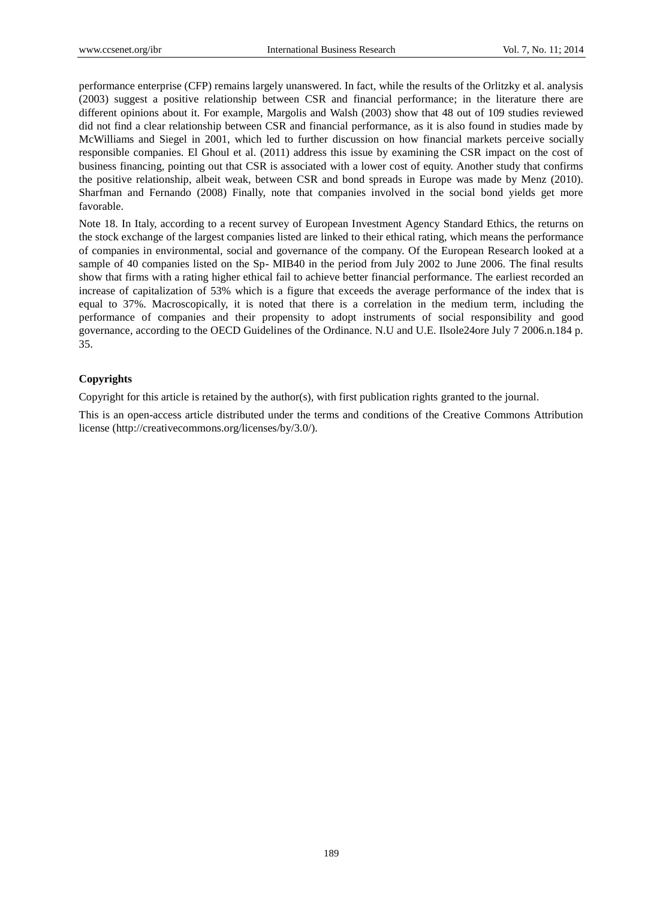performance enterprise (CFP) remains largely unanswered. In fact, while the results of the Orlitzky et al. analysis (2003) suggest a positive relationship between CSR and financial performance; in the literature there are different opinions about it. For example, Margolis and Walsh (2003) show that 48 out of 109 studies reviewed did not find a clear relationship between CSR and financial performance, as it is also found in studies made by McWilliams and Siegel in 2001, which led to further discussion on how financial markets perceive socially responsible companies. El Ghoul et al. (2011) address this issue by examining the CSR impact on the cost of business financing, pointing out that CSR is associated with a lower cost of equity. Another study that confirms the positive relationship, albeit weak, between CSR and bond spreads in Europe was made by Menz (2010). Sharfman and Fernando (2008) Finally, note that companies involved in the social bond yields get more favorable.

Note 18. In Italy, according to a recent survey of European Investment Agency Standard Ethics, the returns on the stock exchange of the largest companies listed are linked to their ethical rating, which means the performance of companies in environmental, social and governance of the company. Of the European Research looked at a sample of 40 companies listed on the Sp- MIB40 in the period from July 2002 to June 2006. The final results show that firms with a rating higher ethical fail to achieve better financial performance. The earliest recorded an increase of capitalization of 53% which is a figure that exceeds the average performance of the index that is equal to 37%. Macroscopically, it is noted that there is a correlation in the medium term, including the performance of companies and their propensity to adopt instruments of social responsibility and good governance, according to the OECD Guidelines of the Ordinance. N.U and U.E. Ilsole24ore July 7 2006.n.184 p. 35.

**Copyrights**

Copyright for this article is retained by the author(s), with first publication rights granted to the journal.

This is an open-access article distributed under the terms and conditions of the Creative Commons Attribution license (http://creativecommons.org/licenses/by/3.0/).